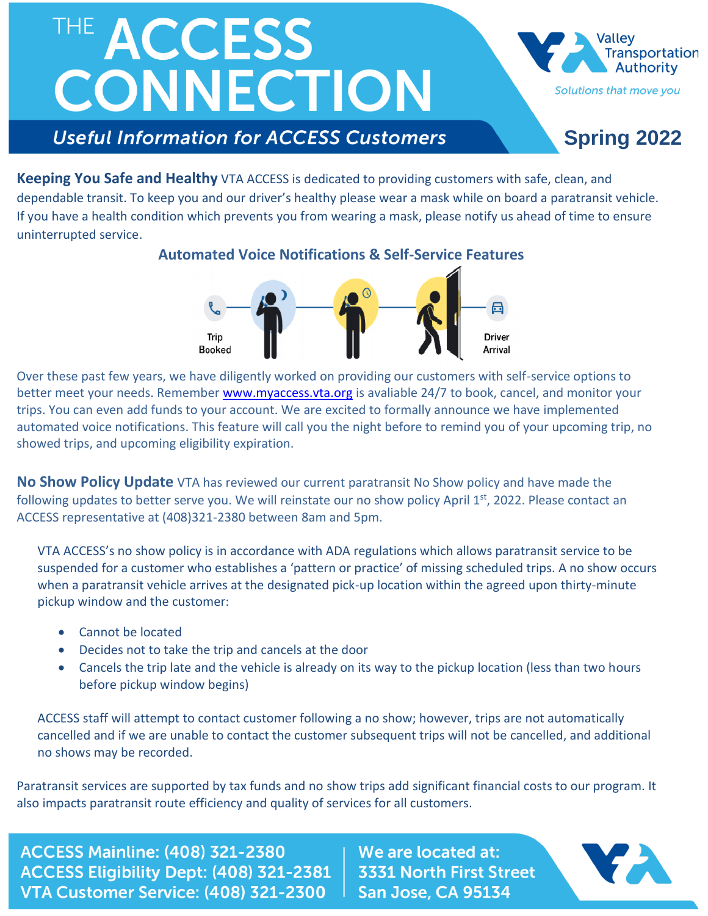# THE ACCESS CONNECTION

*Useful Information for ACCESS Customers*

Valley Transportation Authority
*Solutions that move you*

**Spring 2022**

**Keeping You Safe and Healthy** VTA ACCESS is dedicated to providing customers with safe, clean, and dependable transit. To keep you and our driver's healthy please wear a mask while on board a paratransit vehicle. If you have a health condition which prevents you from wearing a mask, please notify us ahead of time to ensure uninterrupted service.

## Automated Voice Notifications & Self-Service Features

Trip Booked → Driver Arrival

Over these past few years, we have diligently worked on providing our customers with self-service options to better meet your needs. Remember [www.myaccess.vta.org](http://www.myaccess.vta.org) is avaliable 24/7 to book, cancel, and monitor your trips. You can even add funds to your account. We are excited to formally announce we have implemented automated voice notifications. This feature will call you the night before to remind you of your upcoming trip, no showed trips, and upcoming eligibility expiration.

**No Show Policy Update** VTA has reviewed our current paratransit No Show policy and have made the following updates to better serve you. We will reinstate our no show policy April 1st, 2022. Please contact an ACCESS representative at (408)321-2380 between 8am and 5pm.

VTA ACCESS's no show policy is in accordance with ADA regulations which allows paratransit service to be suspended for a customer who establishes a 'pattern or practice' of missing scheduled trips. A no show occurs when a paratransit vehicle arrives at the designated pick-up location within the agreed upon thirty-minute pickup window and the customer:

- Cannot be located
- Decides not to take the trip and cancels at the door
- Cancels the trip late and the vehicle is already on its way to the pickup location (less than two hours before pickup window begins)

ACCESS staff will attempt to contact customer following a no show; however, trips are not automatically cancelled and if we are unable to contact the customer subsequent trips will not be cancelled, and additional no shows may be recorded.

Paratransit services are supported by tax funds and no show trips add significant financial costs to our program. It also impacts paratransit route efficiency and quality of services for all customers.

**ACCESS Mainline: (408) 321-2380**
**ACCESS Eligibility Dept: (408) 321-2381**
**VTA Customer Service: (408) 321-2300**

**We are located at:**
**3331 North First Street**
**San Jose, CA 95134**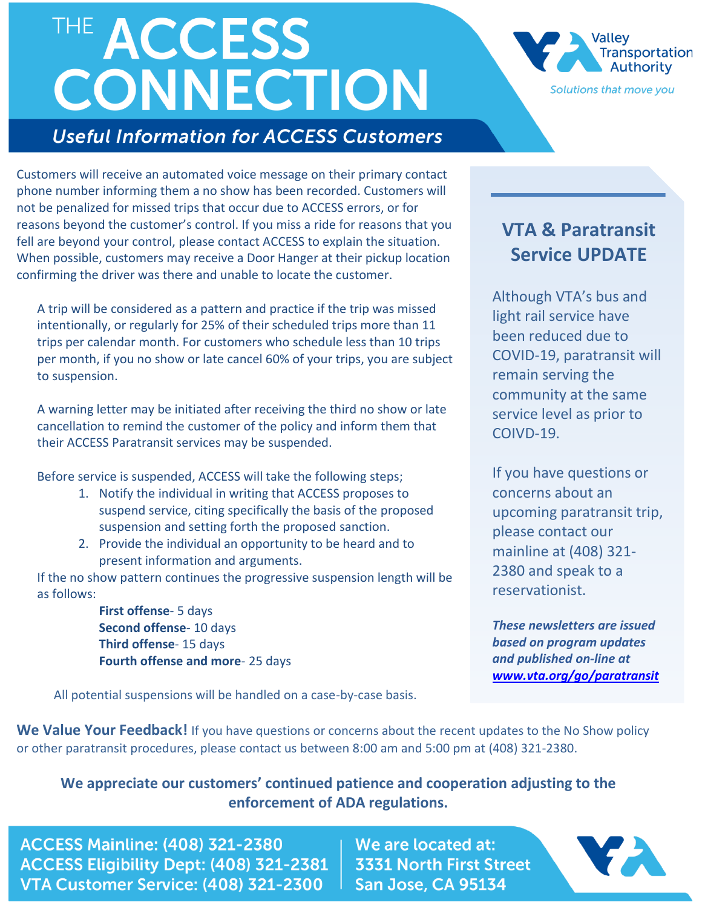# THE ACCESS CONNECTION

Valley Transportation Authority

*Solutions that move you*

## *Useful Information for ACCESS Customers*

Customers will receive an automated voice message on their primary contact phone number informing them a no show has been recorded. Customers will not be penalized for missed trips that occur due to ACCESS errors, or for reasons beyond the customer's control. If you miss a ride for reasons that you fell are beyond your control, please contact ACCESS to explain the situation. When possible, customers may receive a Door Hanger at their pickup location confirming the driver was there and unable to locate the customer.

A trip will be considered as a pattern and practice if the trip was missed intentionally, or regularly for 25% of their scheduled trips more than 11 trips per calendar month. For customers who schedule less than 10 trips per month, if you no show or late cancel 60% of your trips, you are subject to suspension.

A warning letter may be initiated after receiving the third no show or late cancellation to remind the customer of the policy and inform them that their ACCESS Paratransit services may be suspended.

Before service is suspended, ACCESS will take the following steps;

1. Notify the individual in writing that ACCESS proposes to suspend service, citing specifically the basis of the proposed suspension and setting forth the proposed sanction.
2. Provide the individual an opportunity to be heard and to present information and arguments.

If the no show pattern continues the progressive suspension length will be as follows:

**First offense**- 5 days
**Second offense**- 10 days
**Third offense**- 15 days
**Fourth offense and more**- 25 days

All potential suspensions will be handled on a case-by-case basis.

## VTA & Paratransit Service UPDATE

Although VTA's bus and light rail service have been reduced due to COVID-19, paratransit will remain serving the community at the same service level as prior to COIVD-19.

If you have questions or concerns about an upcoming paratransit trip, please contact our mainline at (408) 321-2380 and speak to a reservationist.

***These newsletters are issued based on program updates and published on-line at [www.vta.org/go/paratransit](www.vta.org/go/paratransit)***

**We Value Your Feedback!** If you have questions or concerns about the recent updates to the No Show policy or other paratransit procedures, please contact us between 8:00 am and 5:00 pm at (408) 321-2380.

**We appreciate our customers' continued patience and cooperation adjusting to the enforcement of ADA regulations.**

**ACCESS Mainline: (408) 321-2380**
**ACCESS Eligibility Dept: (408) 321-2381**
**VTA Customer Service: (408) 321-2300**

**We are located at:**
**3331 North First Street**
**San Jose, CA 95134**